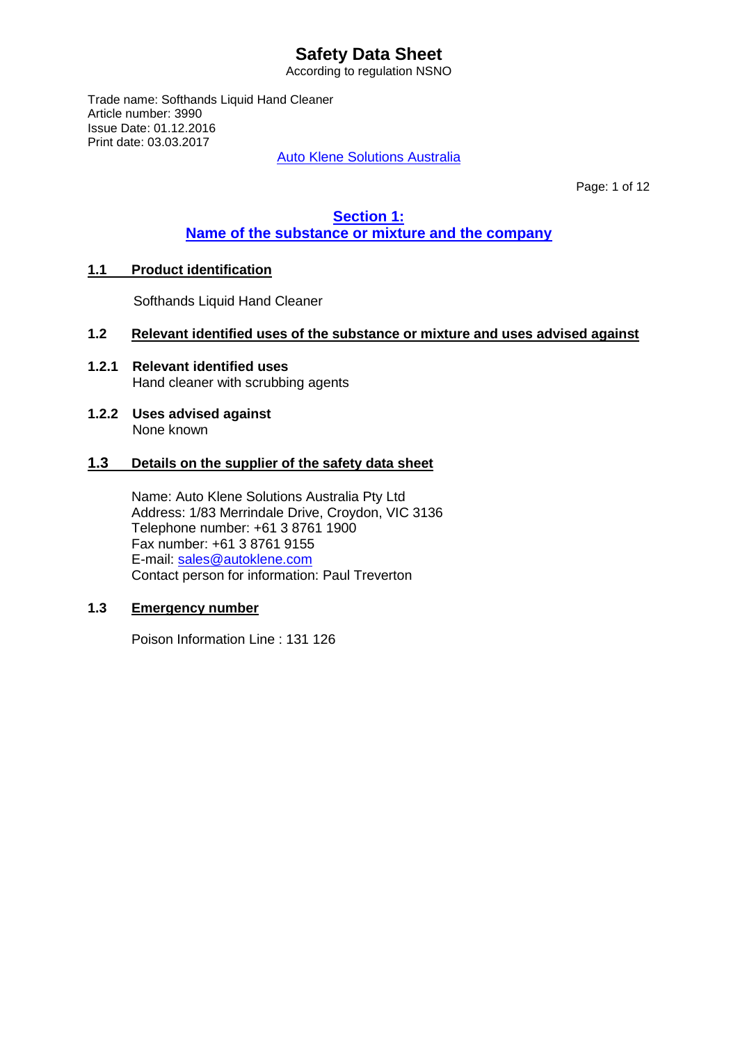# Safety Data Sheet

According to regulation NSNO

Trade name: Softhands Liquid Hand Cleaner
Article number: 3990
Issue Date: 01.12.2016
Print date: 03.03.2017

Auto Klene Solutions Australia

## Section 1: Name of the substance or mixture and the company

### 1.1 Product identification

Softhands Liquid Hand Cleaner

### 1.2 Relevant identified uses of the substance or mixture and uses advised against

**1.2.1 Relevant identified uses**
Hand cleaner with scrubbing agents

**1.2.2 Uses advised against**
None known

### 1.3 Details on the supplier of the safety data sheet

Name: Auto Klene Solutions Australia Pty Ltd
Address: 1/83 Merrindale Drive, Croydon, VIC 3136
Telephone number: +61 3 8761 1900
Fax number: +61 3 8761 9155
E-mail: sales@autoklene.com
Contact person for information: Paul Treverton

### 1.3 Emergency number

Poison Information Line : 131 126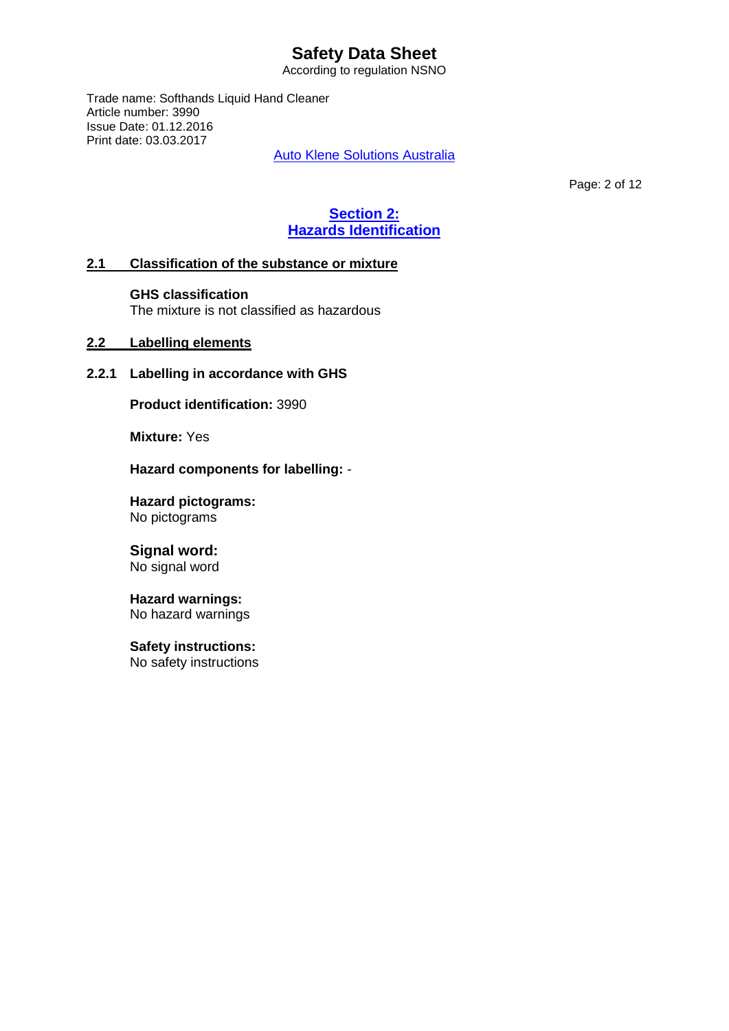## Section 2: Hazards Identification

### 2.1 Classification of the substance or mixture

**GHS classification**
The mixture is not classified as hazardous

### 2.2 Labelling elements

#### 2.2.1 Labelling in accordance with GHS

**Product identification:** 3990

**Mixture:** Yes

**Hazard components for labelling:** -

**Hazard pictograms:**
No pictograms

**Signal word:**
No signal word

**Hazard warnings:**
No hazard warnings

**Safety instructions:**
No safety instructions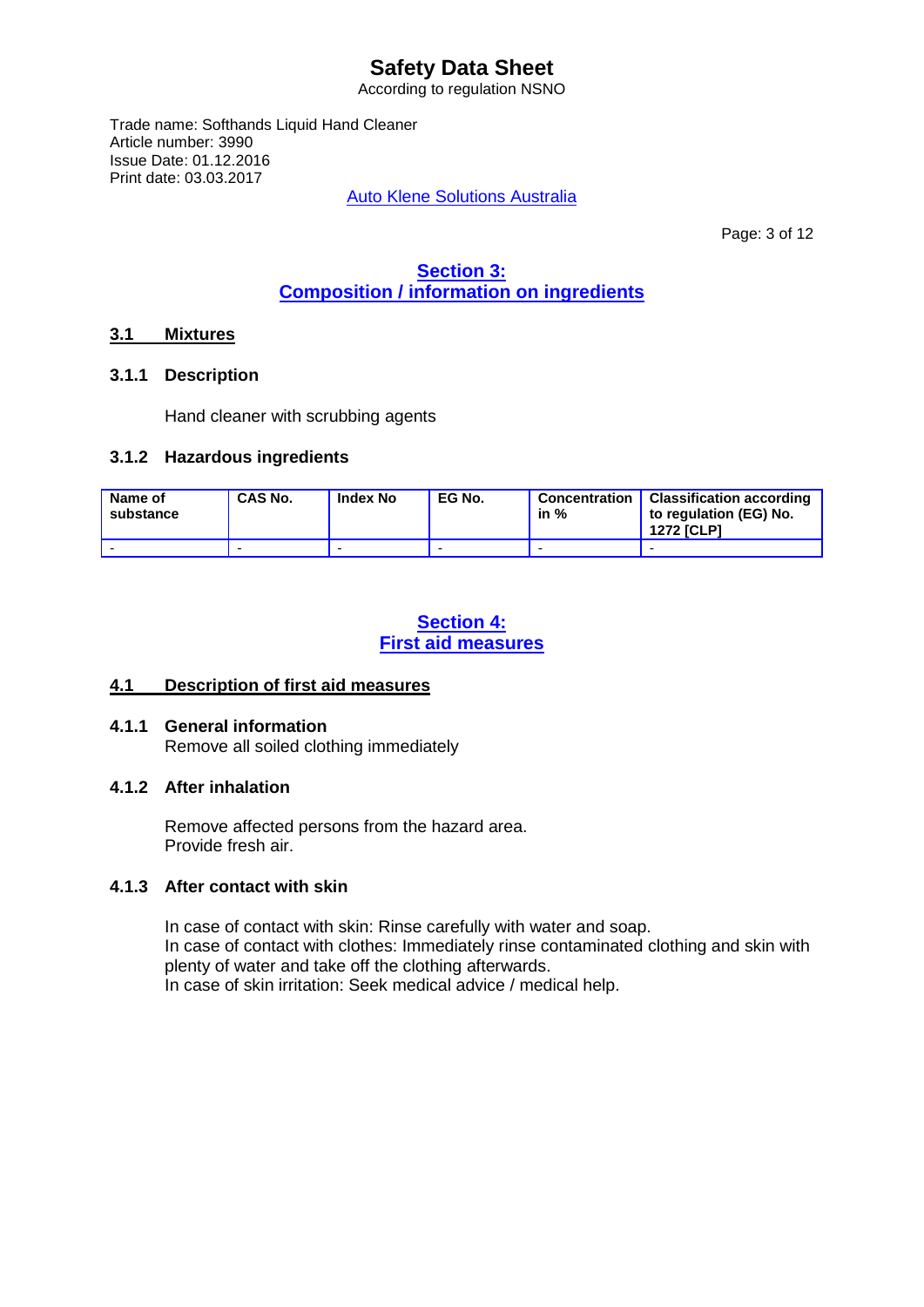## Section 3: Composition / information on ingredients

### 3.1 Mixtures

#### 3.1.1 Description

Hand cleaner with scrubbing agents

#### 3.1.2 Hazardous ingredients

| Name of substance | CAS No. | Index No | EG No. | Concentration in % | Classification according to regulation (EG) No. 1272 [CLP] |
|---|---|---|---|---|---|
| - | - | - | - | - | - |

## Section 4: First aid measures

### 4.1 Description of first aid measures

#### 4.1.1 General information

Remove all soiled clothing immediately

#### 4.1.2 After inhalation

Remove affected persons from the hazard area.
Provide fresh air.

#### 4.1.3 After contact with skin

In case of contact with skin: Rinse carefully with water and soap.
In case of contact with clothes: Immediately rinse contaminated clothing and skin with plenty of water and take off the clothing afterwards.
In case of skin irritation: Seek medical advice / medical help.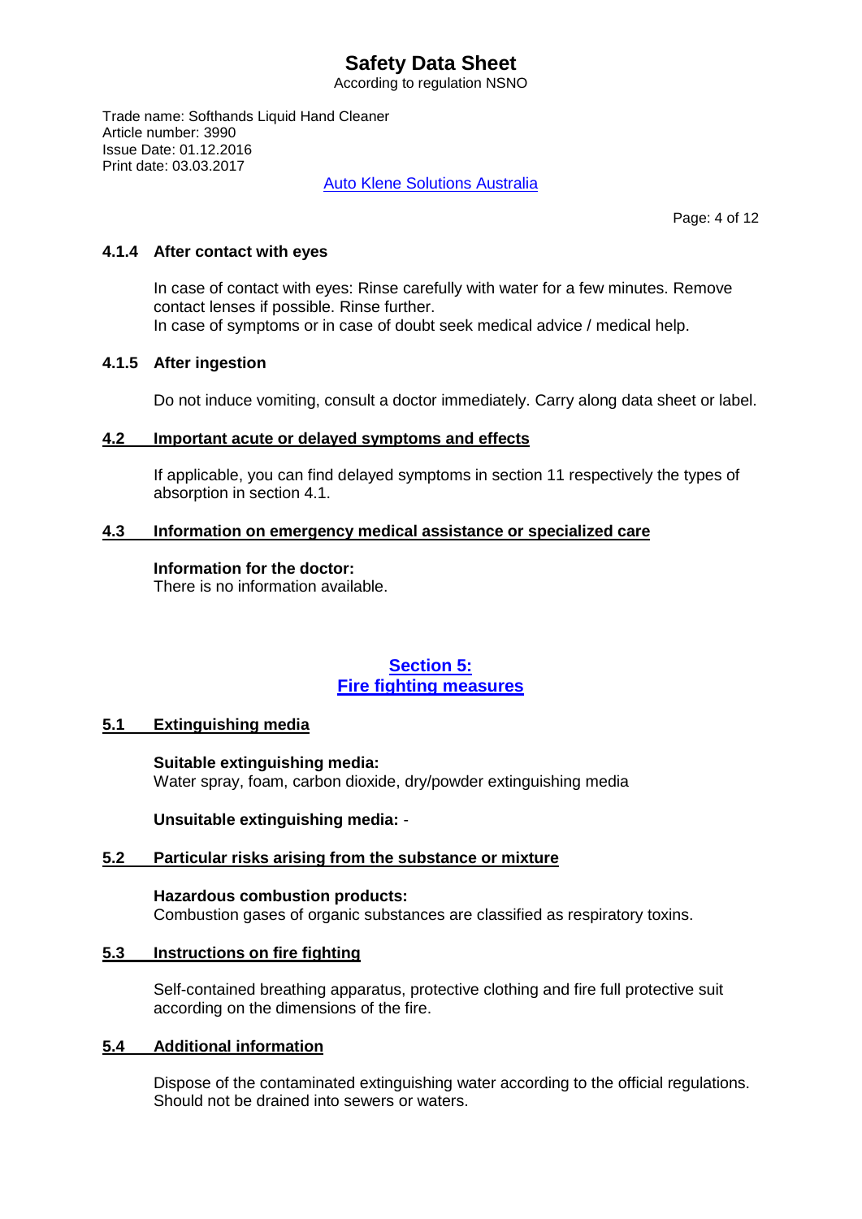#### 4.1.4 After contact with eyes

In case of contact with eyes: Rinse carefully with water for a few minutes. Remove contact lenses if possible. Rinse further.
In case of symptoms or in case of doubt seek medical advice / medical help.

#### 4.1.5 After ingestion

Do not induce vomiting, consult a doctor immediately. Carry along data sheet or label.

### 4.2 Important acute or delayed symptoms and effects

If applicable, you can find delayed symptoms in section 11 respectively the types of absorption in section 4.1.

### 4.3 Information on emergency medical assistance or specialized care

**Information for the doctor:**
There is no information available.

## Section 5: Fire fighting measures

### 5.1 Extinguishing media

**Suitable extinguishing media:**
Water spray, foam, carbon dioxide, dry/powder extinguishing media

**Unsuitable extinguishing media:** -

### 5.2 Particular risks arising from the substance or mixture

**Hazardous combustion products:**
Combustion gases of organic substances are classified as respiratory toxins.

### 5.3 Instructions on fire fighting

Self-contained breathing apparatus, protective clothing and fire full protective suit according on the dimensions of the fire.

### 5.4 Additional information

Dispose of the contaminated extinguishing water according to the official regulations.
Should not be drained into sewers or waters.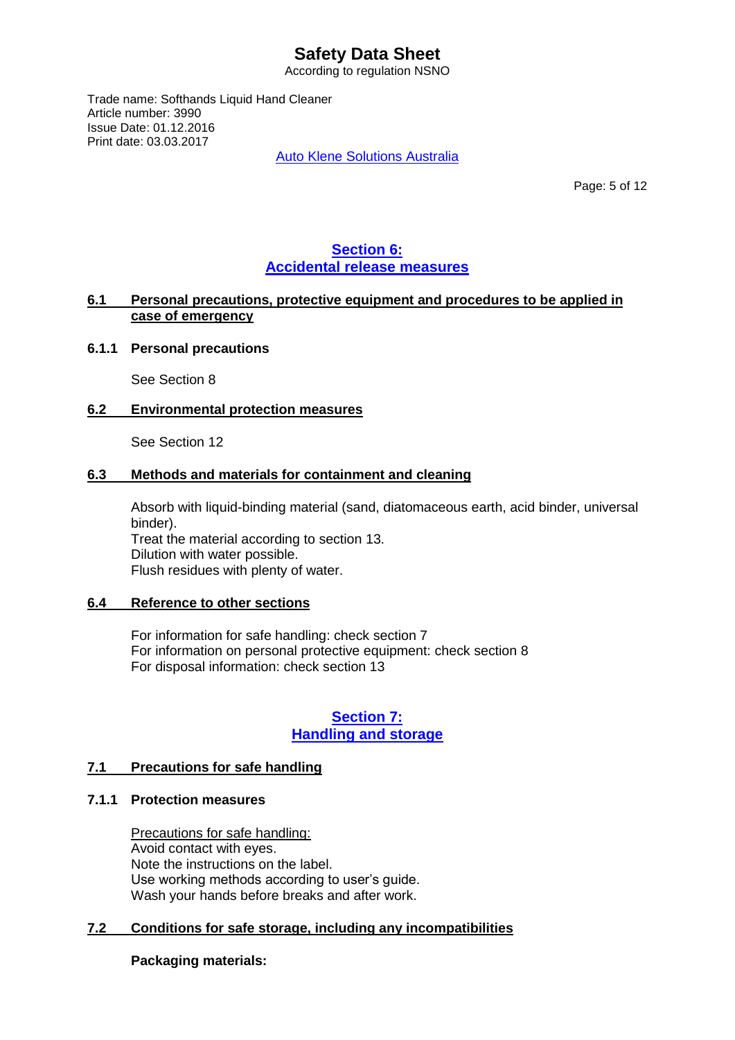## Section 6:
## Accidental release measures

### 6.1 Personal precautions, protective equipment and procedures to be applied in case of emergency

#### 6.1.1 Personal precautions

See Section 8

### 6.2 Environmental protection measures

See Section 12

### 6.3 Methods and materials for containment and cleaning

Absorb with liquid-binding material (sand, diatomaceous earth, acid binder, universal binder).
Treat the material according to section 13.
Dilution with water possible.
Flush residues with plenty of water.

### 6.4 Reference to other sections

For information for safe handling: check section 7
For information on personal protective equipment: check section 8
For disposal information: check section 13

## Section 7:
## Handling and storage

### 7.1 Precautions for safe handling

#### 7.1.1 Protection measures

Precautions for safe handling:
Avoid contact with eyes.
Note the instructions on the label.
Use working methods according to user's guide.
Wash your hands before breaks and after work.

### 7.2 Conditions for safe storage, including any incompatibilities

**Packaging materials:**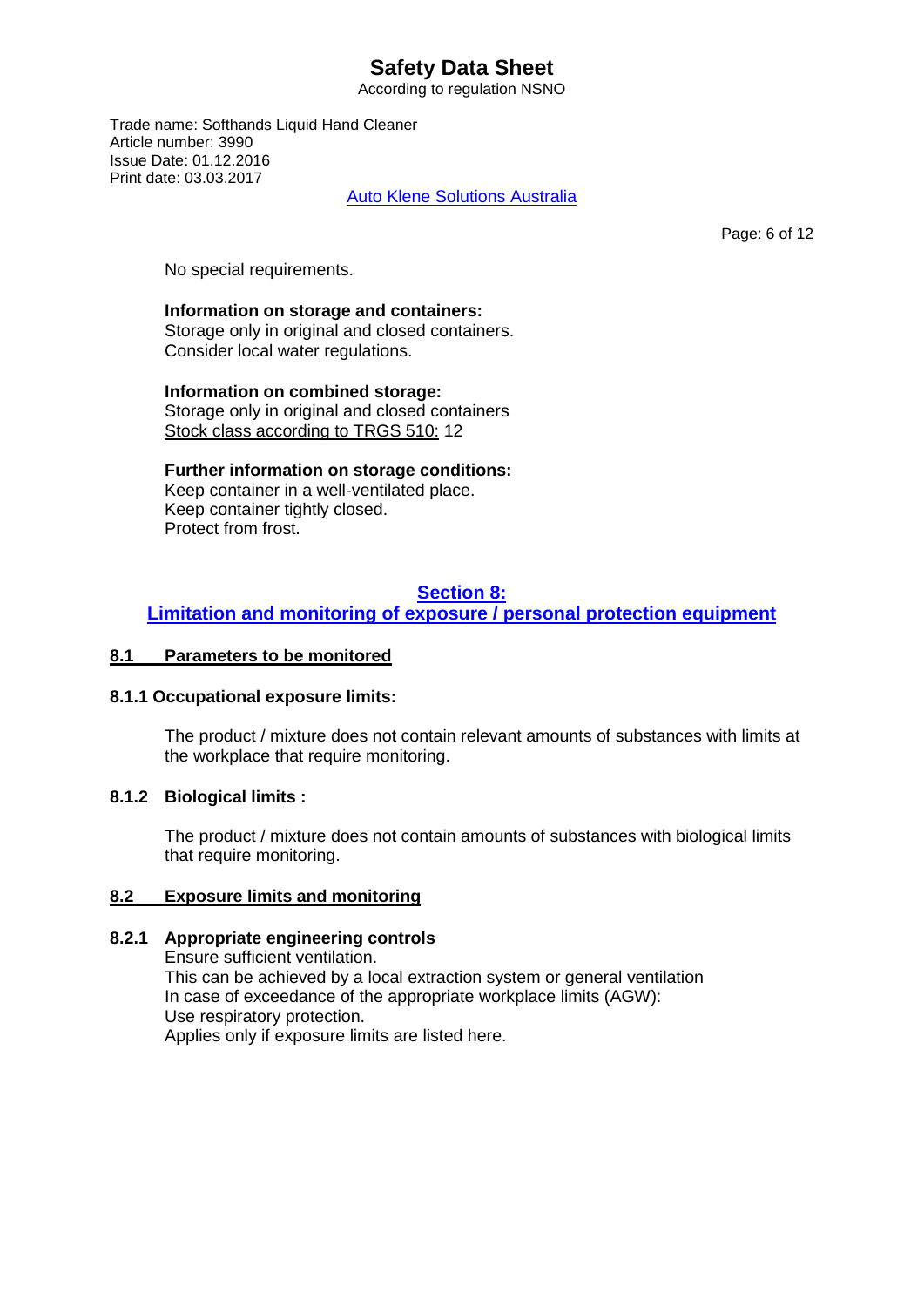No special requirements.

**Information on storage and containers:**
Storage only in original and closed containers.
Consider local water regulations.

**Information on combined storage:**
Storage only in original and closed containers
Stock class according to TRGS 510: 12

**Further information on storage conditions:**
Keep container in a well-ventilated place.
Keep container tightly closed.
Protect from frost.

## Section 8: Limitation and monitoring of exposure / personal protection equipment

### 8.1 Parameters to be monitored

#### 8.1.1 Occupational exposure limits:

The product / mixture does not contain relevant amounts of substances with limits at the workplace that require monitoring.

#### 8.1.2 Biological limits :

The product / mixture does not contain amounts of substances with biological limits that require monitoring.

### 8.2 Exposure limits and monitoring

#### 8.2.1 Appropriate engineering controls

Ensure sufficient ventilation.
This can be achieved by a local extraction system or general ventilation
In case of exceedance of the appropriate workplace limits (AGW):
Use respiratory protection.
Applies only if exposure limits are listed here.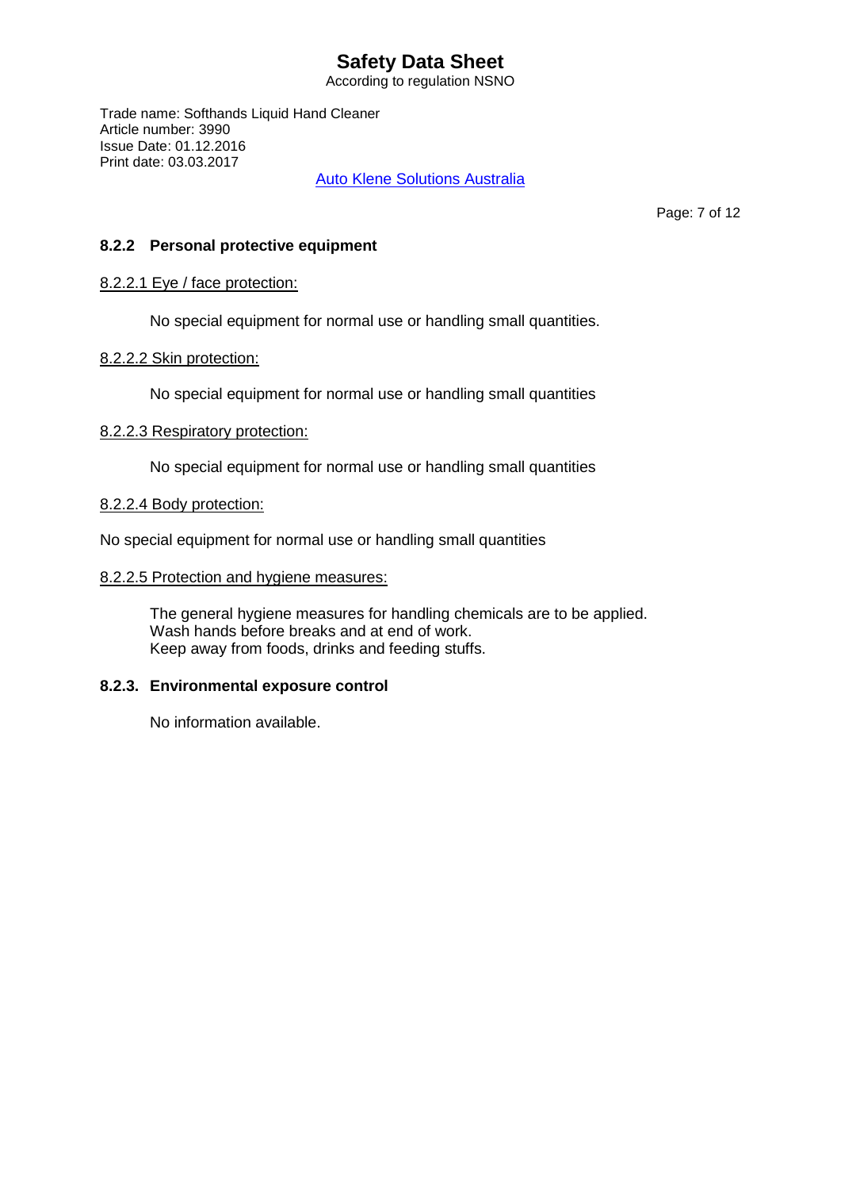### 8.2.2 Personal protective equipment

8.2.2.1 Eye / face protection:

No special equipment for normal use or handling small quantities.

8.2.2.2 Skin protection:

No special equipment for normal use or handling small quantities

8.2.2.3 Respiratory protection:

No special equipment for normal use or handling small quantities

8.2.2.4 Body protection:

No special equipment for normal use or handling small quantities

8.2.2.5 Protection and hygiene measures:

The general hygiene measures for handling chemicals are to be applied.
Wash hands before breaks and at end of work.
Keep away from foods, drinks and feeding stuffs.

### 8.2.3. Environmental exposure control

No information available.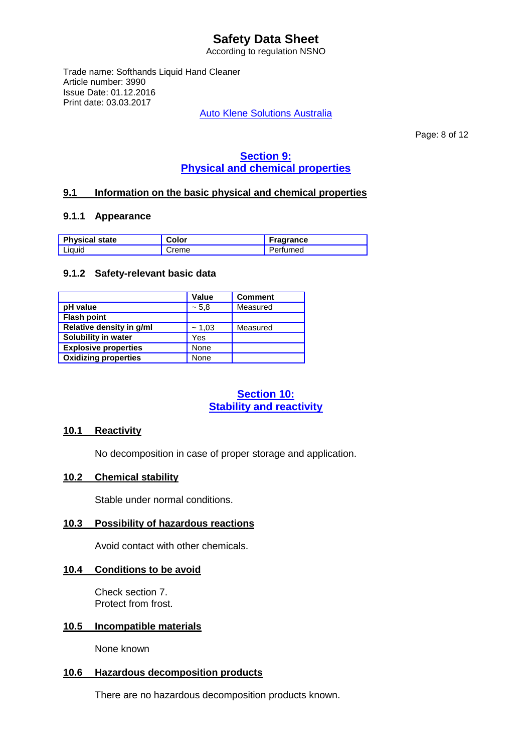# Safety Data Sheet

According to regulation NSNO

Trade name: Softhands Liquid Hand Cleaner
Article number: 3990
Issue Date: 01.12.2016
Print date: 03.03.2017

Auto Klene Solutions Australia

## Section 9: Physical and chemical properties

### 9.1 Information on the basic physical and chemical properties

#### 9.1.1 Appearance

| Physical state | Color | Fragrance |
|---|---|---|
| Liquid | Creme | Perfumed |

#### 9.1.2 Safety-relevant basic data

| | Value | Comment |
|---|---|---|
| **pH value** | ~ 5,8 | Measured |
| **Flash point** | | |
| **Relative density in g/ml** | ~ 1,03 | Measured |
| **Solubility in water** | Yes | |
| **Explosive properties** | None | |
| **Oxidizing properties** | None | |

## Section 10: Stability and reactivity

### 10.1 Reactivity

No decomposition in case of proper storage and application.

### 10.2 Chemical stability

Stable under normal conditions.

### 10.3 Possibility of hazardous reactions

Avoid contact with other chemicals.

### 10.4 Conditions to be avoid

Check section 7.
Protect from frost.

### 10.5 Incompatible materials

None known

### 10.6 Hazardous decomposition products

There are no hazardous decomposition products known.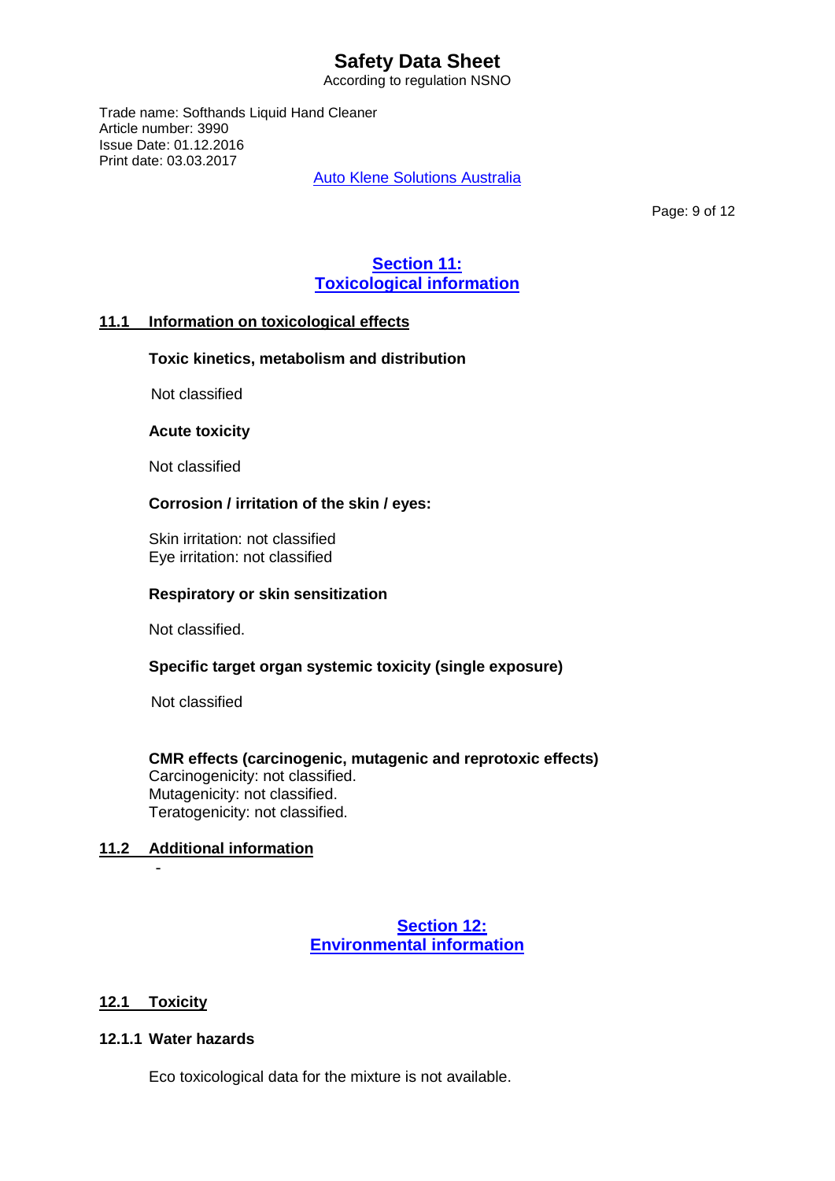## Section 11: Toxicological information

### 11.1 Information on toxicological effects

**Toxic kinetics, metabolism and distribution**

Not classified

**Acute toxicity**

Not classified

**Corrosion / irritation of the skin / eyes:**

Skin irritation: not classified
Eye irritation: not classified

**Respiratory or skin sensitization**

Not classified.

**Specific target organ systemic toxicity (single exposure)**

Not classified

**CMR effects (carcinogenic, mutagenic and reprotoxic effects)**
Carcinogenicity: not classified.
Mutagenicity: not classified.
Teratogenicity: not classified.

### 11.2 Additional information

-

## Section 12: Environmental information

### 12.1 Toxicity

#### 12.1.1 Water hazards

Eco toxicological data for the mixture is not available.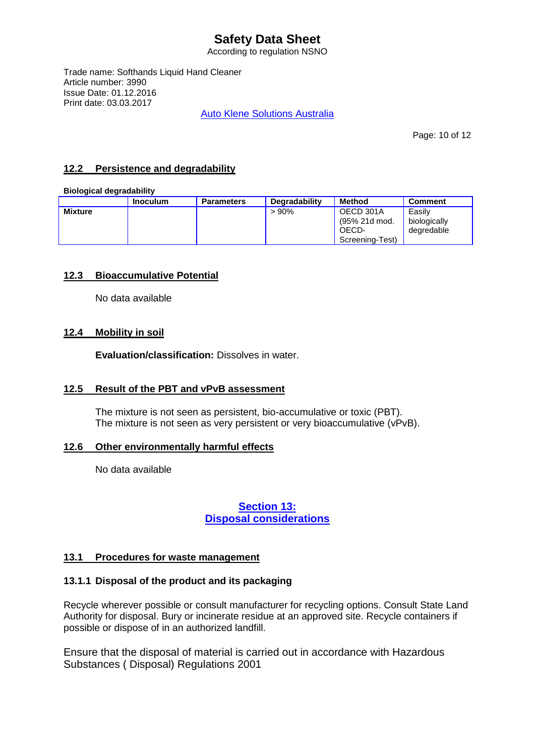## 12.2 Persistence and degradability

**Biological degradability**

| | Inoculum | Parameters | Degradability | Method | Comment |
|---|---|---|---|---|---|
| **Mixture** | | | > 90% | OECD 301A (95% 21d mod. OECD-Screening-Test) | Easily biologically degredable |

## 12.3 Bioaccumulative Potential

No data available

## 12.4 Mobility in soil

**Evaluation/classification:** Dissolves in water.

## 12.5 Result of the PBT and vPvB assessment

The mixture is not seen as persistent, bio-accumulative or toxic (PBT).
The mixture is not seen as very persistent or very bioaccumulative (vPvB).

## 12.6 Other environmentally harmful effects

No data available

# Section 13: Disposal considerations

## 13.1 Procedures for waste management

### 13.1.1 Disposal of the product and its packaging

Recycle wherever possible or consult manufacturer for recycling options. Consult State Land Authority for disposal. Bury or incinerate residue at an approved site. Recycle containers if possible or dispose of in an authorized landfill.

Ensure that the disposal of material is carried out in accordance with Hazardous Substances ( Disposal) Regulations 2001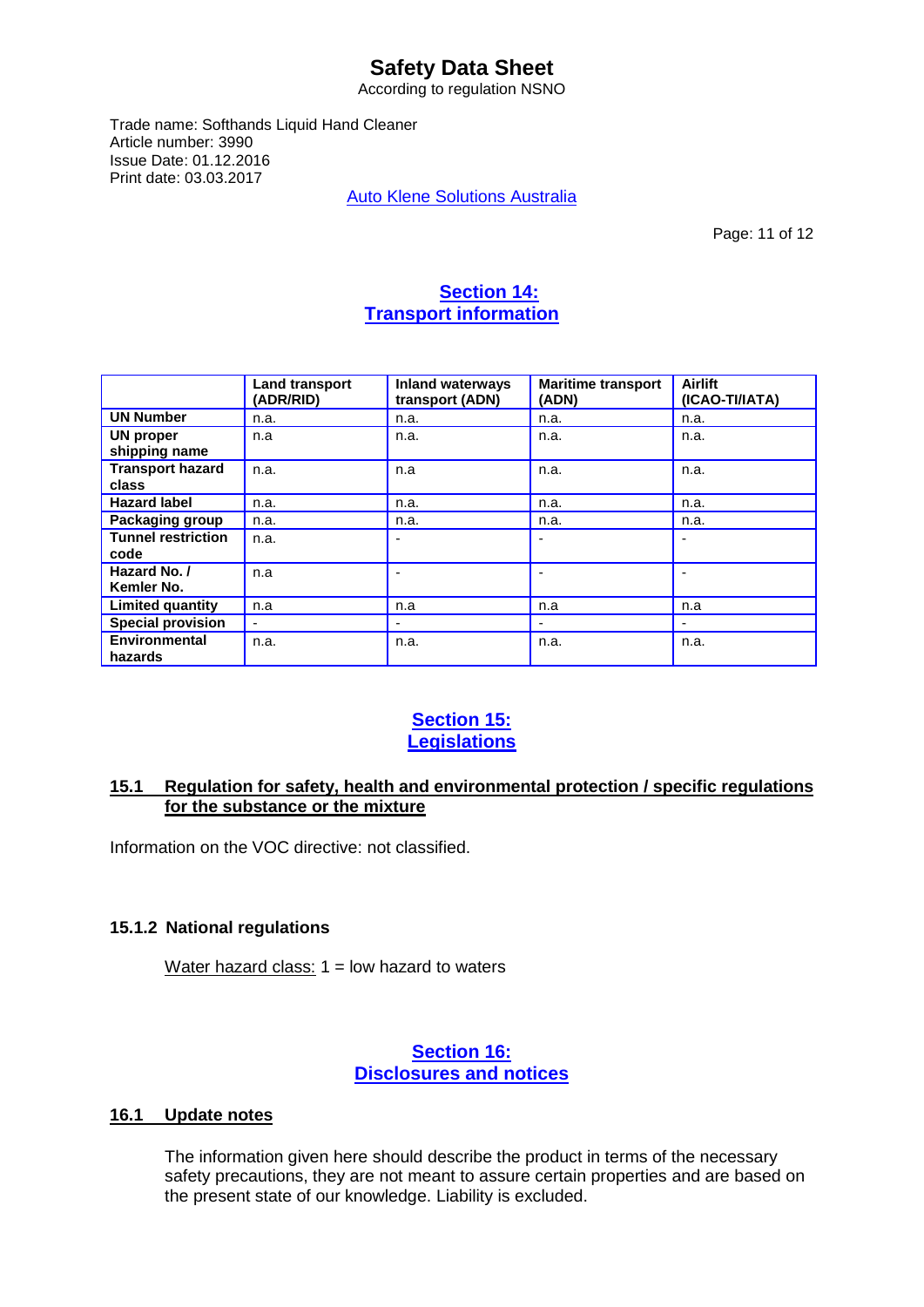# Safety Data Sheet

According to regulation NSNO

Trade name: Softhands Liquid Hand Cleaner
Article number: 3990
Issue Date: 01.12.2016
Print date: 03.03.2017

Auto Klene Solutions Australia

## Section 14: Transport information

| | Land transport (ADR/RID) | Inland waterways transport (ADN) | Maritime transport (ADN) | Airlift (ICAO-TI/IATA) |
|---|---|---|---|---|
| **UN Number** | n.a. | n.a. | n.a. | n.a. |
| **UN proper shipping name** | n.a | n.a. | n.a. | n.a. |
| **Transport hazard class** | n.a. | n.a | n.a. | n.a. |
| **Hazard label** | n.a. | n.a. | n.a. | n.a. |
| **Packaging group** | n.a. | n.a. | n.a. | n.a. |
| **Tunnel restriction code** | n.a. | - | - | - |
| **Hazard No. / Kemler No.** | n.a | - | - | - |
| **Limited quantity** | n.a | n.a | n.a | n.a |
| **Special provision** | - | - | - | - |
| **Environmental hazards** | n.a. | n.a. | n.a. | n.a. |

## Section 15: Legislations

### 15.1 Regulation for safety, health and environmental protection / specific regulations for the substance or the mixture

Information on the VOC directive: not classified.

### 15.1.2 National regulations

Water hazard class: 1 = low hazard to waters

## Section 16: Disclosures and notices

### 16.1 Update notes

The information given here should describe the product in terms of the necessary safety precautions, they are not meant to assure certain properties and are based on the present state of our knowledge. Liability is excluded.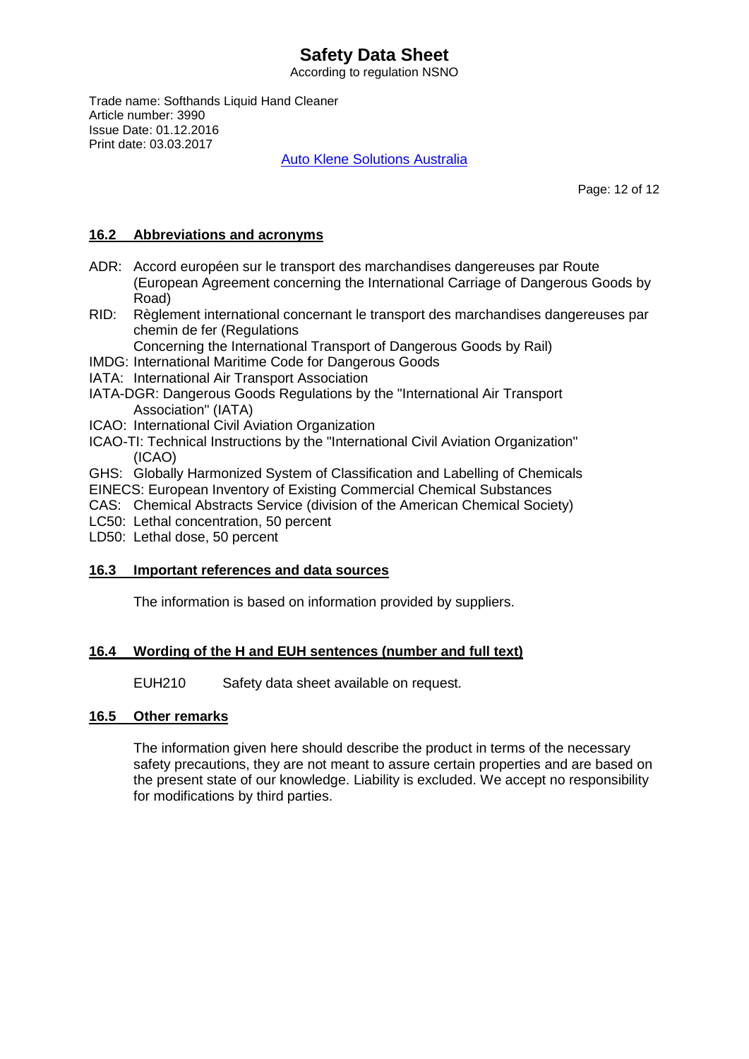### 16.2 Abbreviations and acronyms

ADR: Accord européen sur le transport des marchandises dangereuses par Route (European Agreement concerning the International Carriage of Dangerous Goods by Road)

RID: Règlement international concernant le transport des marchandises dangereuses par chemin de fer (Regulations Concerning the International Transport of Dangerous Goods by Rail)

IMDG: International Maritime Code for Dangerous Goods

IATA: International Air Transport Association

IATA-DGR: Dangerous Goods Regulations by the "International Air Transport Association" (IATA)

ICAO: International Civil Aviation Organization

ICAO-TI: Technical Instructions by the "International Civil Aviation Organization" (ICAO)

GHS: Globally Harmonized System of Classification and Labelling of Chemicals

EINECS: European Inventory of Existing Commercial Chemical Substances

CAS: Chemical Abstracts Service (division of the American Chemical Society)

LC50: Lethal concentration, 50 percent

LD50: Lethal dose, 50 percent

### 16.3 Important references and data sources

The information is based on information provided by suppliers.

### 16.4 Wording of the H and EUH sentences (number and full text)

EUH210 Safety data sheet available on request.

### 16.5 Other remarks

The information given here should describe the product in terms of the necessary safety precautions, they are not meant to assure certain properties and are based on the present state of our knowledge. Liability is excluded. We accept no responsibility for modifications by third parties.